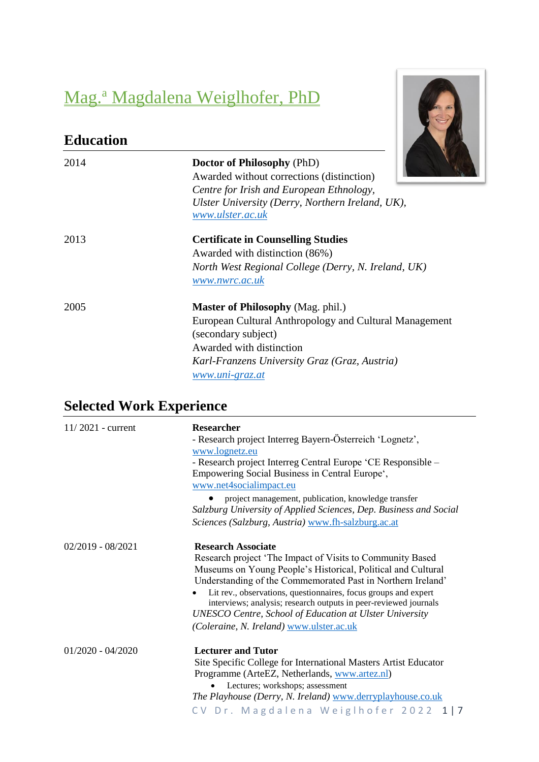# Mag.[a] Magdalena Weiglhofer, PhD

## Education

| | |
|---|---|
| 2014 | **Doctor of Philosophy** (PhD)<br>Awarded without corrections (distinction)<br>*Centre for Irish and European Ethnology, Ulster University (Derry, Northern Ireland, UK),* *www.ulster.ac.uk* |
| 2013 | **Certificate in Counselling Studies**<br>Awarded with distinction (86%)<br>*North West Regional College (Derry, N. Ireland, UK)*<br>*www.nwrc.ac.uk* |
| 2005 | **Master of Philosophy** (Mag. phil.)<br>European Cultural Anthropology and Cultural Management (secondary subject)<br>Awarded with distinction<br>*Karl-Franzens University Graz (Graz, Austria)*<br>*www.uni-graz.at* |

## Selected Work Experience

| | |
|---|---|
| 11/ 2021 - current | **Researcher**<br>- Research project Interreg Bayern-Österreich 'Lognetz', www.lognetz.eu<br>- Research project Interreg Central Europe 'CE Responsible – Empowering Social Business in Central Europe', www.net4socialimpact.eu<br>• project management, publication, knowledge transfer<br>*Salzburg University of Applied Sciences, Dep. Business and Social Sciences (Salzburg, Austria)* www.fh-salzburg.ac.at |
| 02/2019 - 08/2021 | **Research Associate**<br>Research project 'The Impact of Visits to Community Based Museums on Young People's Historical, Political and Cultural Understanding of the Commemorated Past in Northern Ireland'<br>• Lit rev., observations, questionnaires, focus groups and expert interviews; analysis; research outputs in peer-reviewed journals<br>*UNESCO Centre, School of Education at Ulster University (Coleraine, N. Ireland)* www.ulster.ac.uk |
| 01/2020 - 04/2020 | **Lecturer and Tutor**<br>Site Specific College for International Masters Artist Educator Programme (ArteEZ, Netherlands, www.artez.nl)<br>• Lectures; workshops; assessment<br>*The Playhouse (Derry, N. Ireland)* www.derryplayhouse.co.uk |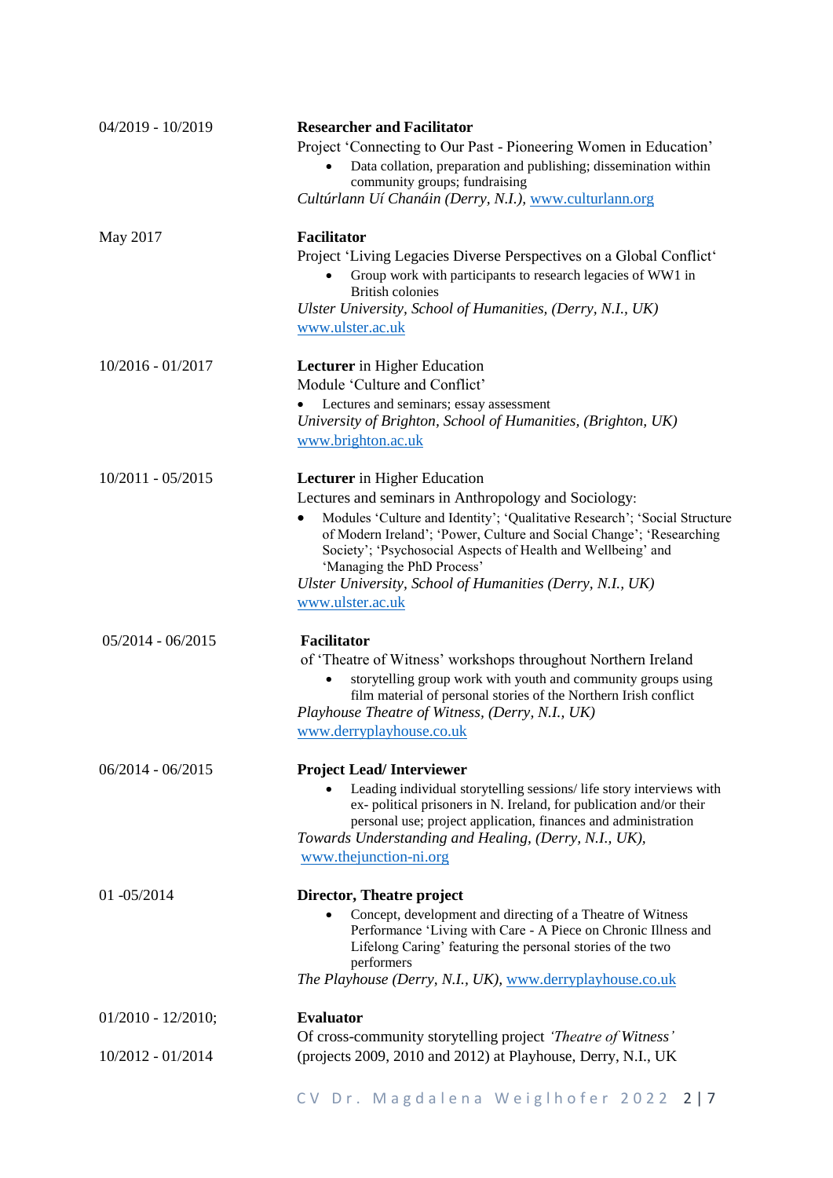04/2019 - 10/2019

**Researcher and Facilitator**

Project 'Connecting to Our Past - Pioneering Women in Education'

- Data collation, preparation and publishing; dissemination within community groups; fundraising

*Cultúrlann Uí Chanáin (Derry, N.I.),* www.culturlann.org

May 2017

**Facilitator**

Project 'Living Legacies Diverse Perspectives on a Global Conflict'

- Group work with participants to research legacies of WW1 in British colonies

*Ulster University, School of Humanities, (Derry, N.I., UK)*
www.ulster.ac.uk

10/2016 - 01/2017

**Lecturer** in Higher Education

Module 'Culture and Conflict'

- Lectures and seminars; essay assessment

*University of Brighton, School of Humanities, (Brighton, UK)*
www.brighton.ac.uk

10/2011 - 05/2015

**Lecturer** in Higher Education

Lectures and seminars in Anthropology and Sociology:

- Modules 'Culture and Identity'; 'Qualitative Research'; 'Social Structure of Modern Ireland'; 'Power, Culture and Social Change'; 'Researching Society'; 'Psychosocial Aspects of Health and Wellbeing' and 'Managing the PhD Process'

*Ulster University, School of Humanities (Derry, N.I., UK)*
www.ulster.ac.uk

05/2014 - 06/2015

**Facilitator**

of 'Theatre of Witness' workshops throughout Northern Ireland

- storytelling group work with youth and community groups using film material of personal stories of the Northern Irish conflict

*Playhouse Theatre of Witness, (Derry, N.I., UK)*
www.derryplayhouse.co.uk

06/2014 - 06/2015

**Project Lead/ Interviewer**

- Leading individual storytelling sessions/ life story interviews with ex- political prisoners in N. Ireland, for publication and/or their personal use; project application, finances and administration

*Towards Understanding and Healing, (Derry, N.I., UK),*
www.thejunction-ni.org

01 -05/2014

**Director, Theatre project**

- Concept, development and directing of a Theatre of Witness Performance 'Living with Care - A Piece on Chronic Illness and Lifelong Caring' featuring the personal stories of the two performers

*The Playhouse (Derry, N.I., UK),* www.derryplayhouse.co.uk

01/2010 - 12/2010;

10/2012 - 01/2014

**Evaluator**

Of cross-community storytelling project *'Theatre of Witness'* (projects 2009, 2010 and 2012) at Playhouse, Derry, N.I., UK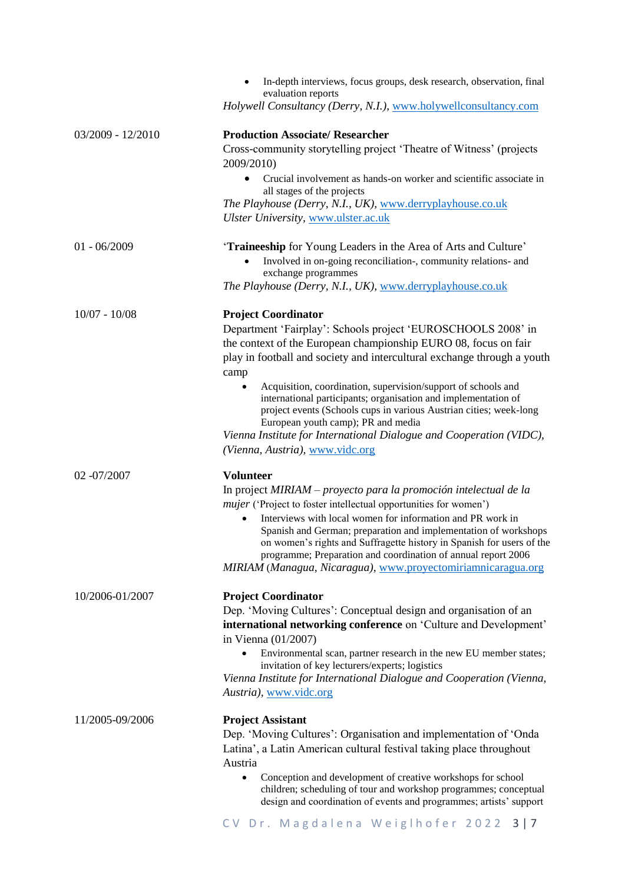- In-depth interviews, focus groups, desk research, observation, final evaluation reports

*Holywell Consultancy (Derry, N.I.),* www.holywellconsultancy.com

03/2009 - 12/2010

**Production Associate/ Researcher**
Cross-community storytelling project 'Theatre of Witness' (projects 2009/2010)

- Crucial involvement as hands-on worker and scientific associate in all stages of the projects

*The Playhouse (Derry, N.I., UK),* www.derryplayhouse.co.uk
*Ulster University,* www.ulster.ac.uk

01 - 06/2009

'**Traineeship** for Young Leaders in the Area of Arts and Culture'

- Involved in on-going reconciliation-, community relations- and exchange programmes

*The Playhouse (Derry, N.I., UK),* www.derryplayhouse.co.uk

10/07 - 10/08

**Project Coordinator**
Department 'Fairplay': Schools project 'EUROSCHOOLS 2008' in the context of the European championship EURO 08, focus on fair play in football and society and intercultural exchange through a youth camp

- Acquisition, coordination, supervision/support of schools and international participants; organisation and implementation of project events (Schools cups in various Austrian cities; week-long European youth camp); PR and media

*Vienna Institute for International Dialogue and Cooperation (VIDC), (Vienna, Austria),* www.vidc.org

02 -07/2007

**Volunteer**
In project *MIRIAM – proyecto para la promoción intelectual de la mujer* ('Project to foster intellectual opportunities for women')

- Interviews with local women for information and PR work in Spanish and German; preparation and implementation of workshops on women's rights and Suffragette history in Spanish for users of the programme; Preparation and coordination of annual report 2006

*MIRIAM (Managua, Nicaragua),* www.proyectomiriamnicaragua.org

10/2006-01/2007

**Project Coordinator**
Dep. 'Moving Cultures': Conceptual design and organisation of an **international networking conference** on 'Culture and Development' in Vienna (01/2007)

- Environmental scan, partner research in the new EU member states; invitation of key lecturers/experts; logistics

*Vienna Institute for International Dialogue and Cooperation (Vienna, Austria),* www.vidc.org

11/2005-09/2006

**Project Assistant**
Dep. 'Moving Cultures': Organisation and implementation of 'Onda Latina', a Latin American cultural festival taking place throughout Austria

- Conception and development of creative workshops for school children; scheduling of tour and workshop programmes; conceptual design and coordination of events and programmes; artists' support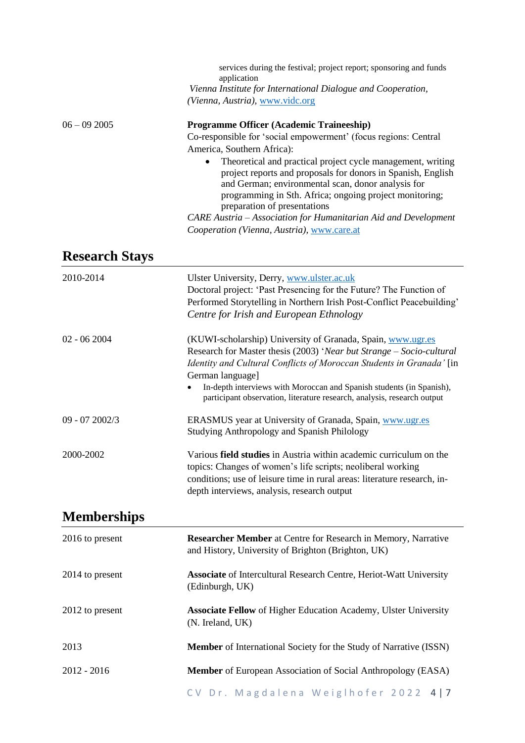services during the festival; project report; sponsoring and funds application

*Vienna Institute for International Dialogue and Cooperation, (Vienna, Austria),* www.vidc.org

| | |
|---|---|
| 06 – 09 2005 | **Programme Officer (Academic Traineeship)**<br>Co-responsible for 'social empowerment' (focus regions: Central America, Southern Africa):<br>• Theoretical and practical project cycle management, writing project reports and proposals for donors in Spanish, English and German; environmental scan, donor analysis for programming in Sth. Africa; ongoing project monitoring; preparation of presentations<br>*CARE Austria – Association for Humanitarian Aid and Development Cooperation (Vienna, Austria),* www.care.at |

## Research Stays

| | |
|---|---|
| 2010-2014 | Ulster University, Derry, www.ulster.ac.uk<br>Doctoral project: 'Past Presencing for the Future? The Function of Performed Storytelling in Northern Irish Post-Conflict Peacebuilding'<br>*Centre for Irish and European Ethnology* |
| 02 - 06 2004 | (KUWI-scholarship) University of Granada, Spain, www.ugr.es<br>Research for Master thesis (2003) '*Near but Strange – Socio-cultural Identity and Cultural Conflicts of Moroccan Students in Granada'* [in German language]<br>• In-depth interviews with Moroccan and Spanish students (in Spanish), participant observation, literature research, analysis, research output |
| 09 - 07 2002/3 | ERASMUS year at University of Granada, Spain, www.ugr.es<br>Studying Anthropology and Spanish Philology |
| 2000-2002 | Various **field studies** in Austria within academic curriculum on the topics: Changes of women's life scripts; neoliberal working conditions; use of leisure time in rural areas: literature research, in-depth interviews, analysis, research output |

## Memberships

| | |
|---|---|
| 2016 to present | **Researcher Member** at Centre for Research in Memory, Narrative and History, University of Brighton (Brighton, UK) |
| 2014 to present | **Associate** of Intercultural Research Centre, Heriot-Watt University (Edinburgh, UK) |
| 2012 to present | **Associate Fellow** of Higher Education Academy, Ulster University (N. Ireland, UK) |
| 2013 | **Member** of International Society for the Study of Narrative (ISSN) |
| 2012 - 2016 | **Member** of European Association of Social Anthropology (EASA) |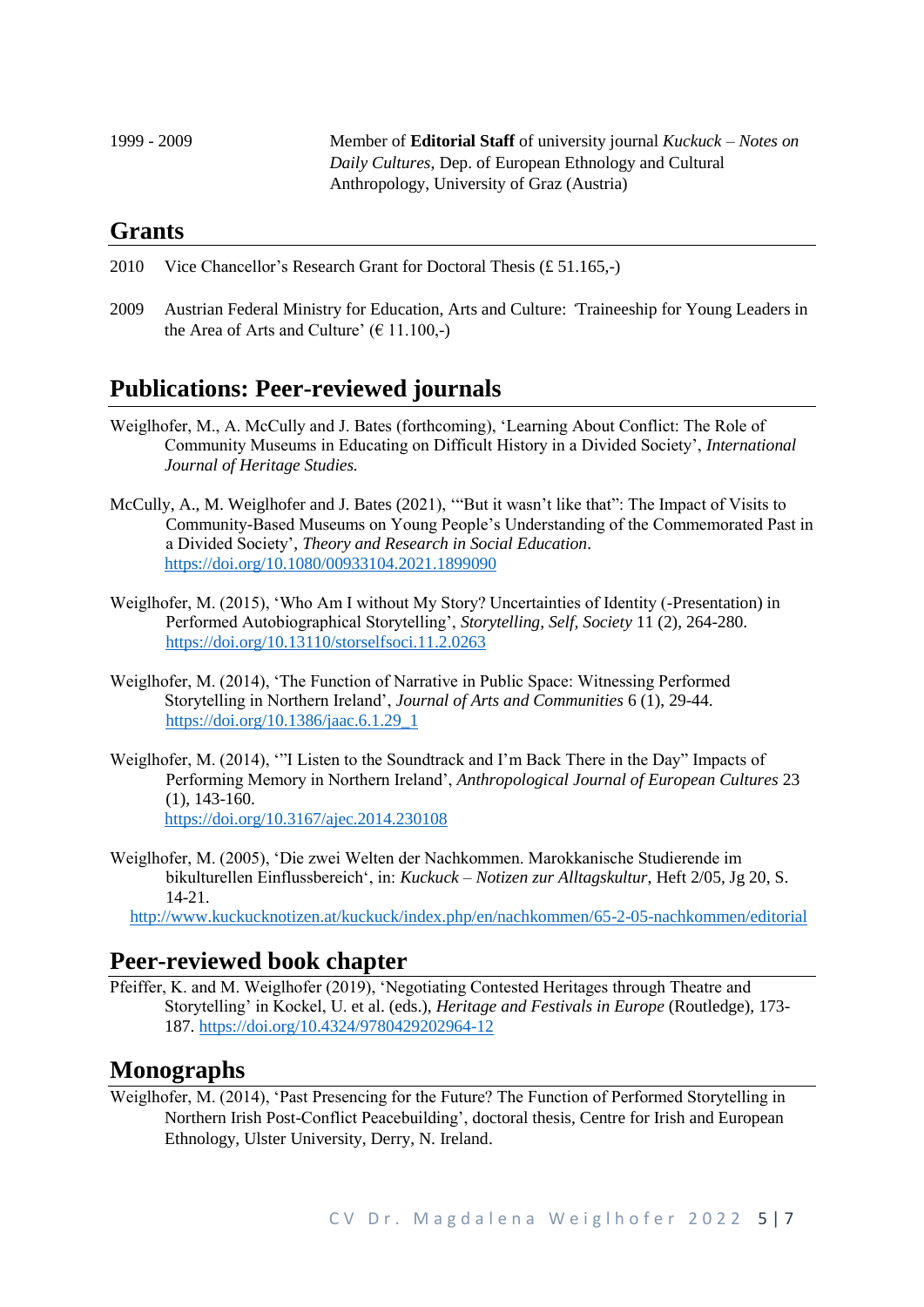1999 - 2009 Member of **Editorial Staff** of university journal *Kuckuck – Notes on Daily Cultures*, Dep. of European Ethnology and Cultural Anthropology, University of Graz (Austria)

## Grants

2010 Vice Chancellor's Research Grant for Doctoral Thesis (£ 51.165,-)

2009 Austrian Federal Ministry for Education, Arts and Culture: 'Traineeship for Young Leaders in the Area of Arts and Culture' (€ 11.100,-)

## Publications: Peer-reviewed journals

Weiglhofer, M., A. McCully and J. Bates (forthcoming), 'Learning About Conflict: The Role of Community Museums in Educating on Difficult History in a Divided Society', *International Journal of Heritage Studies.*

McCully, A., M. Weiglhofer and J. Bates (2021), '"But it wasn't like that": The Impact of Visits to Community-Based Museums on Young People's Understanding of the Commemorated Past in a Divided Society', *Theory and Research in Social Education*. https://doi.org/10.1080/00933104.2021.1899090

Weiglhofer, M. (2015), 'Who Am I without My Story? Uncertainties of Identity (-Presentation) in Performed Autobiographical Storytelling', *Storytelling, Self, Society* 11 (2), 264-280. https://doi.org/10.13110/storselfsoci.11.2.0263

Weiglhofer, M. (2014), 'The Function of Narrative in Public Space: Witnessing Performed Storytelling in Northern Ireland', *Journal of Arts and Communities* 6 (1), 29-44. https://doi.org/10.1386/jaac.6.1.29_1

Weiglhofer, M. (2014), '"I Listen to the Soundtrack and I'm Back There in the Day" Impacts of Performing Memory in Northern Ireland', *Anthropological Journal of European Cultures* 23 (1), 143-160. https://doi.org/10.3167/ajec.2014.230108

Weiglhofer, M. (2005), 'Die zwei Welten der Nachkommen. Marokkanische Studierende im bikulturellen Einflussbereich', in: *Kuckuck – Notizen zur Alltagskultur*, Heft 2/05, Jg 20, S. 14-21. http://www.kuckucknotizen.at/kuckuck/index.php/en/nachkommen/65-2-05-nachkommen/editorial

## Peer-reviewed book chapter

Pfeiffer, K. and M. Weiglhofer (2019), 'Negotiating Contested Heritages through Theatre and Storytelling' in Kockel, U. et al. (eds.), *Heritage and Festivals in Europe* (Routledge), 173-187. https://doi.org/10.4324/9780429202964-12

## Monographs

Weiglhofer, M. (2014), 'Past Presencing for the Future? The Function of Performed Storytelling in Northern Irish Post-Conflict Peacebuilding', doctoral thesis, Centre for Irish and European Ethnology, Ulster University, Derry, N. Ireland.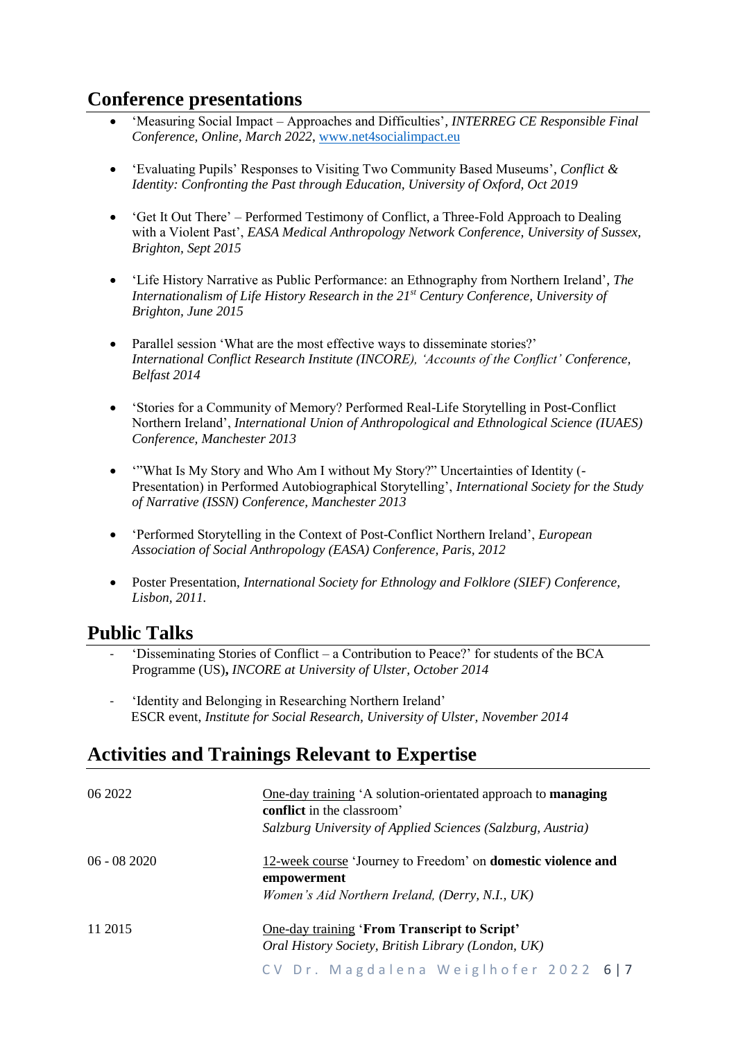## Conference presentations

- 'Measuring Social Impact – Approaches and Difficulties', *INTERREG CE Responsible Final Conference, Online, March 2022*, www.net4socialimpact.eu
- 'Evaluating Pupils' Responses to Visiting Two Community Based Museums', *Conflict & Identity: Confronting the Past through Education, University of Oxford, Oct 2019*
- 'Get It Out There' – Performed Testimony of Conflict, a Three-Fold Approach to Dealing with a Violent Past', *EASA Medical Anthropology Network Conference, University of Sussex, Brighton, Sept 2015*
- 'Life History Narrative as Public Performance: an Ethnography from Northern Ireland', *The Internationalism of Life History Research in the 21st Century Conference, University of Brighton, June 2015*
- Parallel session 'What are the most effective ways to disseminate stories?' *International Conflict Research Institute (INCORE), 'Accounts of the Conflict' Conference, Belfast 2014*
- 'Stories for a Community of Memory? Performed Real-Life Storytelling in Post-Conflict Northern Ireland', *International Union of Anthropological and Ethnological Science (IUAES) Conference, Manchester 2013*
- '"What Is My Story and Who Am I without My Story?" Uncertainties of Identity (-Presentation) in Performed Autobiographical Storytelling', *International Society for the Study of Narrative (ISSN) Conference, Manchester 2013*
- 'Performed Storytelling in the Context of Post-Conflict Northern Ireland', *European Association of Social Anthropology (EASA) Conference, Paris, 2012*
- Poster Presentation, *International Society for Ethnology and Folklore (SIEF) Conference, Lisbon, 2011.*

## Public Talks

- 'Disseminating Stories of Conflict – a Contribution to Peace?' for students of the BCA Programme (US)**,** *INCORE at University of Ulster, October 2014*
- 'Identity and Belonging in Researching Northern Ireland' ESCR event, *Institute for Social Research, University of Ulster, November 2014*

## Activities and Trainings Relevant to Expertise

| | |
|---|---|
| 06 2022 | One-day training 'A solution-orientated approach to **managing conflict** in the classroom' *Salzburg University of Applied Sciences (Salzburg, Austria)* |
| 06 - 08 2020 | 12-week course 'Journey to Freedom' on **domestic violence and empowerment** *Women's Aid Northern Ireland, (Derry, N.I., UK)* |
| 11 2015 | One-day training '**From Transcript to Script'** *Oral History Society, British Library (London, UK)* |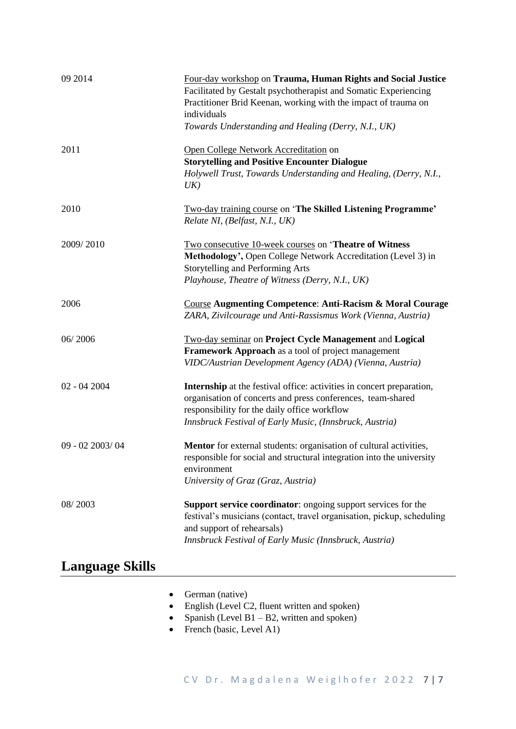| | |
|---|---|
| 09 2014 | Four-day workshop on **Trauma, Human Rights and Social Justice** Facilitated by Gestalt psychotherapist and Somatic Experiencing Practitioner Brid Keenan, working with the impact of trauma on individuals<br>*Towards Understanding and Healing (Derry, N.I., UK)* |
| 2011 | Open College Network Accreditation on **Storytelling and Positive Encounter Dialogue**<br>*Holywell Trust, Towards Understanding and Healing, (Derry, N.I., UK)* |
| 2010 | Two-day training course on '**The Skilled Listening Programme'**<br>*Relate NI, (Belfast, N.I., UK)* |
| 2009/ 2010 | Two consecutive 10-week courses on '**Theatre of Witness Methodology',** Open College Network Accreditation (Level 3) in Storytelling and Performing Arts<br>*Playhouse, Theatre of Witness (Derry, N.I., UK)* |
| 2006 | Course **Augmenting Competence**: **Anti-Racism & Moral Courage**<br>*ZARA, Zivilcourage und Anti-Rassismus Work (Vienna, Austria)* |
| 06/ 2006 | Two-day seminar on **Project Cycle Management** and **Logical Framework Approach** as a tool of project management<br>*VIDC/Austrian Development Agency (ADA) (Vienna, Austria)* |
| 02 - 04 2004 | **Internship** at the festival office: activities in concert preparation, organisation of concerts and press conferences, team-shared responsibility for the daily office workflow<br>*Innsbruck Festival of Early Music, (Innsbruck, Austria)* |
| 09 - 02 2003/ 04 | **Mentor** for external students: organisation of cultural activities, responsible for social and structural integration into the university environment<br>*University of Graz (Graz, Austria)* |
| 08/ 2003 | **Support service coordinator**: ongoing support services for the festival's musicians (contact, travel organisation, pickup, scheduling and support of rehearsals)<br>*Innsbruck Festival of Early Music (Innsbruck, Austria)* |

## Language Skills

- German (native)
- English (Level C2, fluent written and spoken)
- Spanish (Level B1 – B2, written and spoken)
- French (basic, Level A1)